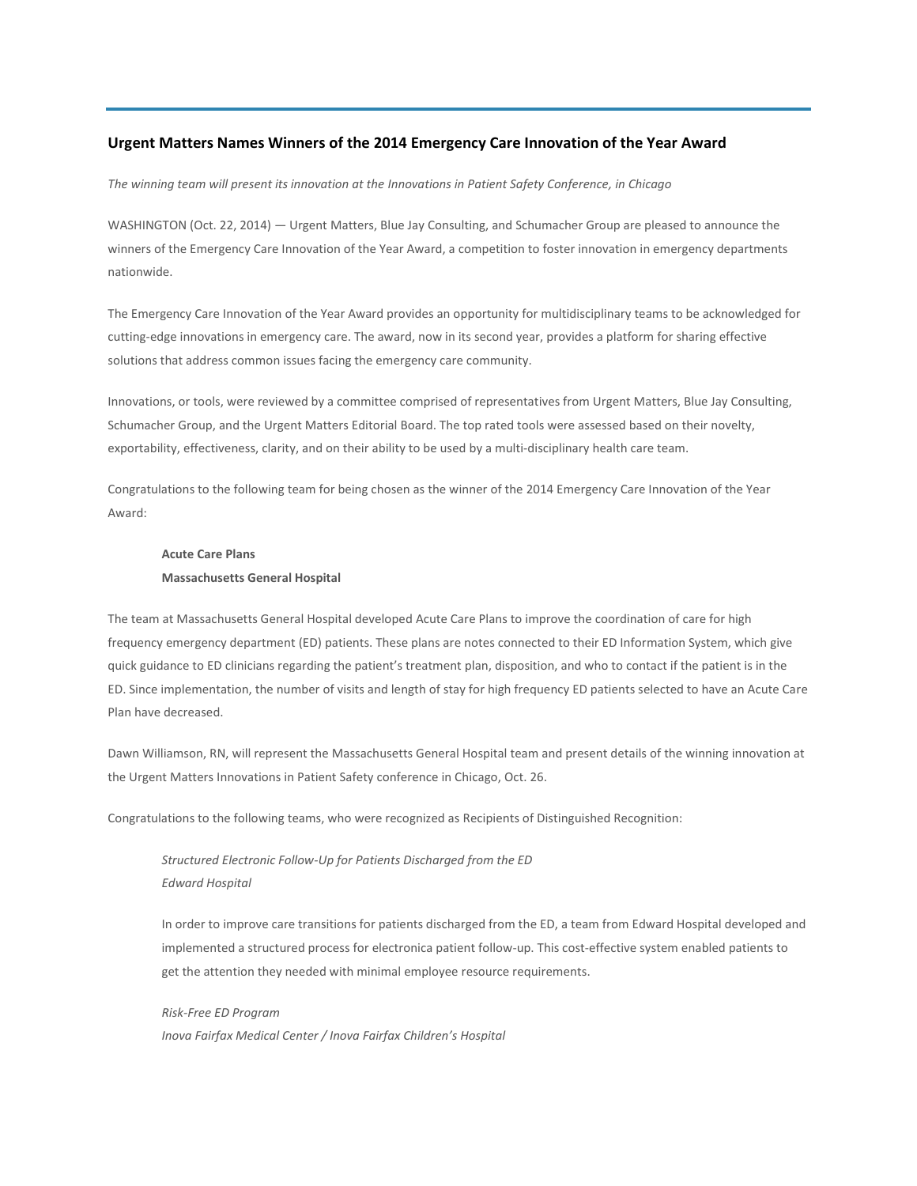## Urgent Matters Names Winners of the 2014 Emergency Care Innovation of the Year Award

*The winning team will present its innovation at the Innovations in Patient Safety Conference, in Chicago*

WASHINGTON (Oct. 22, 2014) — Urgent Matters, Blue Jay Consulting, and Schumacher Group are pleased to announce the winners of the Emergency Care Innovation of the Year Award, a competition to foster innovation in emergency departments nationwide.

The Emergency Care Innovation of the Year Award provides an opportunity for multidisciplinary teams to be acknowledged for cutting-edge innovations in emergency care. The award, now in its second year, provides a platform for sharing effective solutions that address common issues facing the emergency care community.

Innovations, or tools, were reviewed by a committee comprised of representatives from Urgent Matters, Blue Jay Consulting, Schumacher Group, and the Urgent Matters Editorial Board. The top rated tools were assessed based on their novelty, exportability, effectiveness, clarity, and on their ability to be used by a multi-disciplinary health care team.

Congratulations to the following team for being chosen as the winner of the 2014 Emergency Care Innovation of the Year Award:

> **Acute Care Plans**
> **Massachusetts General Hospital**

The team at Massachusetts General Hospital developed Acute Care Plans to improve the coordination of care for high frequency emergency department (ED) patients. These plans are notes connected to their ED Information System, which give quick guidance to ED clinicians regarding the patient's treatment plan, disposition, and who to contact if the patient is in the ED. Since implementation, the number of visits and length of stay for high frequency ED patients selected to have an Acute Care Plan have decreased.

Dawn Williamson, RN, will represent the Massachusetts General Hospital team and present details of the winning innovation at the Urgent Matters Innovations in Patient Safety conference in Chicago, Oct. 26.

Congratulations to the following teams, who were recognized as Recipients of Distinguished Recognition:

> *Structured Electronic Follow-Up for Patients Discharged from the ED*
> *Edward Hospital*
>
> In order to improve care transitions for patients discharged from the ED, a team from Edward Hospital developed and implemented a structured process for electronica patient follow-up. This cost-effective system enabled patients to get the attention they needed with minimal employee resource requirements.
>
> *Risk-Free ED Program*
> *Inova Fairfax Medical Center / Inova Fairfax Children's Hospital*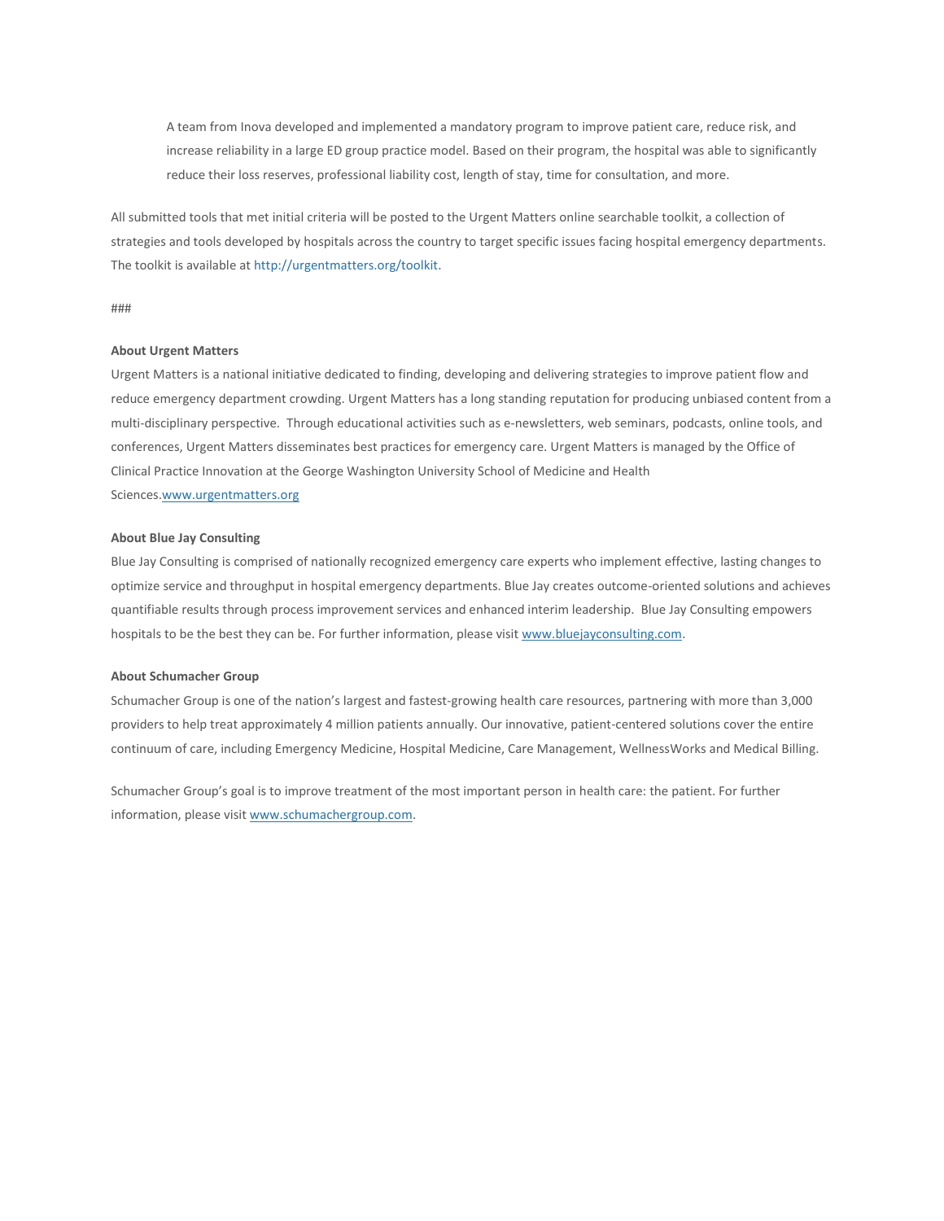> A team from Inova developed and implemented a mandatory program to improve patient care, reduce risk, and increase reliability in a large ED group practice model. Based on their program, the hospital was able to significantly reduce their loss reserves, professional liability cost, length of stay, time for consultation, and more.

All submitted tools that met initial criteria will be posted to the Urgent Matters online searchable toolkit, a collection of strategies and tools developed by hospitals across the country to target specific issues facing hospital emergency departments. The toolkit is available at http://urgentmatters.org/toolkit.

###

**About Urgent Matters**
Urgent Matters is a national initiative dedicated to finding, developing and delivering strategies to improve patient flow and reduce emergency department crowding. Urgent Matters has a long standing reputation for producing unbiased content from a multi-disciplinary perspective. Through educational activities such as e-newsletters, web seminars, podcasts, online tools, and conferences, Urgent Matters disseminates best practices for emergency care. Urgent Matters is managed by the Office of Clinical Practice Innovation at the George Washington University School of Medicine and Health Sciences.www.urgentmatters.org

**About Blue Jay Consulting**
Blue Jay Consulting is comprised of nationally recognized emergency care experts who implement effective, lasting changes to optimize service and throughput in hospital emergency departments. Blue Jay creates outcome-oriented solutions and achieves quantifiable results through process improvement services and enhanced interim leadership. Blue Jay Consulting empowers hospitals to be the best they can be. For further information, please visit www.bluejayconsulting.com.

**About Schumacher Group**
Schumacher Group is one of the nation's largest and fastest-growing health care resources, partnering with more than 3,000 providers to help treat approximately 4 million patients annually. Our innovative, patient-centered solutions cover the entire continuum of care, including Emergency Medicine, Hospital Medicine, Care Management, WellnessWorks and Medical Billing.

Schumacher Group's goal is to improve treatment of the most important person in health care: the patient. For further information, please visit www.schumachergroup.com.